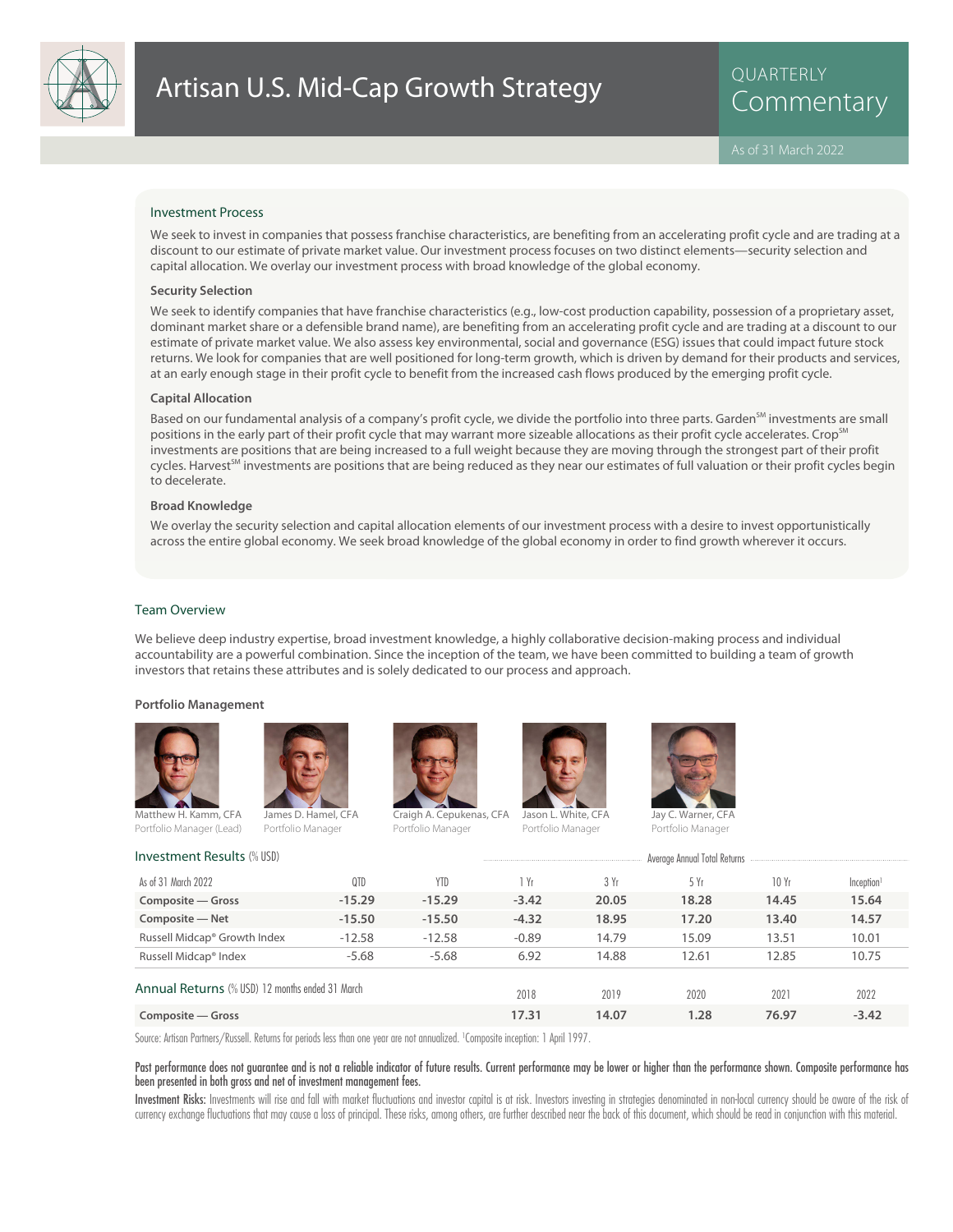# Artisan U.S. Mid-Cap Growth Strategy

QUARTERLY Commentary

As of 31 March 2022

## Investment Process

We seek to invest in companies that possess franchise characteristics, are benefiting from an accelerating profit cycle and are trading at a discount to our estimate of private market value. Our investment process focuses on two distinct elements—security selection and capital allocation. We overlay our investment process with broad knowledge of the global economy.

### Security Selection

We seek to identify companies that have franchise characteristics (e.g., low-cost production capability, possession of a proprietary asset, dominant market share or a defensible brand name), are benefiting from an accelerating profit cycle and are trading at a discount to our estimate of private market value. We also assess key environmental, social and governance (ESG) issues that could impact future stock returns. We look for companies that are well positioned for long-term growth, which is driven by demand for their products and services, at an early enough stage in their profit cycle to benefit from the increased cash flows produced by the emerging profit cycle.

### Capital Allocation

Based on our fundamental analysis of a company's profit cycle, we divide the portfolio into three parts. Garden℠ investments are small positions in the early part of their profit cycle that may warrant more sizeable allocations as their profit cycle accelerates. Crop℠ investments are positions that are being increased to a full weight because they are moving through the strongest part of their profit cycles. Harvest℠ investments are positions that are being reduced as they near our estimates of full valuation or their profit cycles begin to decelerate.

### Broad Knowledge

We overlay the security selection and capital allocation elements of our investment process with a desire to invest opportunistically across the entire global economy. We seek broad knowledge of the global economy in order to find growth wherever it occurs.

## Team Overview

We believe deep industry expertise, broad investment knowledge, a highly collaborative decision-making process and individual accountability are a powerful combination. Since the inception of the team, we have been committed to building a team of growth investors that retains these attributes and is solely dedicated to our process and approach.

### Portfolio Management

Matthew H. Kamm, CFA — Portfolio Manager (Lead)

James D. Hamel, CFA — Portfolio Manager

Craigh A. Cepukenas, CFA — Portfolio Manager

Jason L. White, CFA — Portfolio Manager

Jay C. Warner, CFA — Portfolio Manager

## Investment Results (% USD)

| As of 31 March 2022 | QTD | YTD | 1 Yr | 3 Yr | 5 Yr | 10 Yr | Inception[1] |
|---|---|---|---|---|---|---|---|
| | | | Average Annual Total Returns | | | | |
| **Composite — Gross** | **-15.29** | **-15.29** | **-3.42** | **20.05** | **18.28** | **14.45** | **15.64** |
| **Composite — Net** | **-15.50** | **-15.50** | **-4.32** | **18.95** | **17.20** | **13.40** | **14.57** |
| Russell Midcap® Growth Index | -12.58 | -12.58 | -0.89 | 14.79 | 15.09 | 13.51 | 10.01 |
| Russell Midcap® Index | -5.68 | -5.68 | 6.92 | 14.88 | 12.61 | 12.85 | 10.75 |

## Annual Returns (% USD) 12 months ended 31 March

| | 2018 | 2019 | 2020 | 2021 | 2022 |
|---|---|---|---|---|---|
| **Composite — Gross** | **17.31** | **14.07** | **1.28** | **76.97** | **-3.42** |

Source: Artisan Partners/Russell. Returns for periods less than one year are not annualized. [1]Composite inception: 1 April 1997.

**Past performance does not guarantee and is not a reliable indicator of future results. Current performance may be lower or higher than the performance shown. Composite performance has been presented in both gross and net of investment management fees.**

**Investment Risks:** Investments will rise and fall with market fluctuations and investor capital is at risk. Investors investing in strategies denominated in non-local currency should be aware of the risk of currency exchange fluctuations that may cause a loss of principal. These risks, among others, are further described near the back of this document, which should be read in conjunction with this material.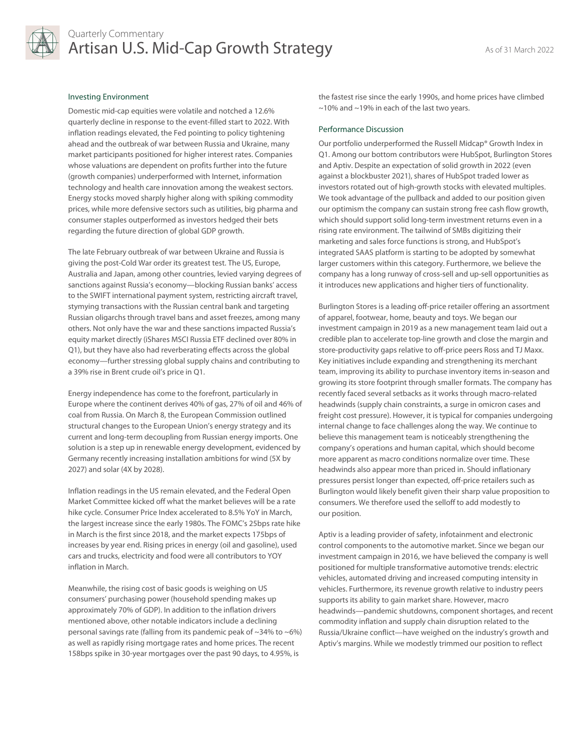## Investing Environment

Domestic mid-cap equities were volatile and notched a 12.6% quarterly decline in response to the event-filled start to 2022. With inflation readings elevated, the Fed pointing to policy tightening ahead and the outbreak of war between Russia and Ukraine, many market participants positioned for higher interest rates. Companies whose valuations are dependent on profits further into the future (growth companies) underperformed with Internet, information technology and health care innovation among the weakest sectors. Energy stocks moved sharply higher along with spiking commodity prices, while more defensive sectors such as utilities, big pharma and consumer staples outperformed as investors hedged their bets regarding the future direction of global GDP growth.

The late February outbreak of war between Ukraine and Russia is giving the post-Cold War order its greatest test. The US, Europe, Australia and Japan, among other countries, levied varying degrees of sanctions against Russia's economy—blocking Russian banks' access to the SWIFT international payment system, restricting aircraft travel, stymying transactions with the Russian central bank and targeting Russian oligarchs through travel bans and asset freezes, among many others. Not only have the war and these sanctions impacted Russia's equity market directly (iShares MSCI Russia ETF declined over 80% in Q1), but they have also had reverberating effects across the global economy—further stressing global supply chains and contributing to a 39% rise in Brent crude oil's price in Q1.

Energy independence has come to the forefront, particularly in Europe where the continent derives 40% of gas, 27% of oil and 46% of coal from Russia. On March 8, the European Commission outlined structural changes to the European Union's energy strategy and its current and long-term decoupling from Russian energy imports. One solution is a step up in renewable energy development, evidenced by Germany recently increasing installation ambitions for wind (5X by 2027) and solar (4X by 2028).

Inflation readings in the US remain elevated, and the Federal Open Market Committee kicked off what the market believes will be a rate hike cycle. Consumer Price Index accelerated to 8.5% YoY in March, the largest increase since the early 1980s. The FOMC's 25bps rate hike in March is the first since 2018, and the market expects 175bps of increases by year end. Rising prices in energy (oil and gasoline), used cars and trucks, electricity and food were all contributors to YOY inflation in March.

Meanwhile, the rising cost of basic goods is weighing on US consumers' purchasing power (household spending makes up approximately 70% of GDP). In addition to the inflation drivers mentioned above, other notable indicators include a declining personal savings rate (falling from its pandemic peak of ~34% to ~6%) as well as rapidly rising mortgage rates and home prices. The recent 158bps spike in 30-year mortgages over the past 90 days, to 4.95%, is the fastest rise since the early 1990s, and home prices have climbed ~10% and ~19% in each of the last two years.

## Performance Discussion

Our portfolio underperformed the Russell Midcap® Growth Index in Q1. Among our bottom contributors were HubSpot, Burlington Stores and Aptiv. Despite an expectation of solid growth in 2022 (even against a blockbuster 2021), shares of HubSpot traded lower as investors rotated out of high-growth stocks with elevated multiples. We took advantage of the pullback and added to our position given our optimism the company can sustain strong free cash flow growth, which should support solid long-term investment returns even in a rising rate environment. The tailwind of SMBs digitizing their marketing and sales force functions is strong, and HubSpot's integrated SAAS platform is starting to be adopted by somewhat larger customers within this category. Furthermore, we believe the company has a long runway of cross-sell and up-sell opportunities as it introduces new applications and higher tiers of functionality.

Burlington Stores is a leading off-price retailer offering an assortment of apparel, footwear, home, beauty and toys. We began our investment campaign in 2019 as a new management team laid out a credible plan to accelerate top-line growth and close the margin and store-productivity gaps relative to off-price peers Ross and TJ Maxx. Key initiatives include expanding and strengthening its merchant team, improving its ability to purchase inventory items in-season and growing its store footprint through smaller formats. The company has recently faced several setbacks as it works through macro-related headwinds (supply chain constraints, a surge in omicron cases and freight cost pressure). However, it is typical for companies undergoing internal change to face challenges along the way. We continue to believe this management team is noticeably strengthening the company's operations and human capital, which should become more apparent as macro conditions normalize over time. These headwinds also appear more than priced in. Should inflationary pressures persist longer than expected, off-price retailers such as Burlington would likely benefit given their sharp value proposition to consumers. We therefore used the selloff to add modestly to our position.

Aptiv is a leading provider of safety, infotainment and electronic control components to the automotive market. Since we began our investment campaign in 2016, we have believed the company is well positioned for multiple transformative automotive trends: electric vehicles, automated driving and increased computing intensity in vehicles. Furthermore, its revenue growth relative to industry peers supports its ability to gain market share. However, macro headwinds—pandemic shutdowns, component shortages, and recent commodity inflation and supply chain disruption related to the Russia/Ukraine conflict—have weighed on the industry's growth and Aptiv's margins. While we modestly trimmed our position to reflect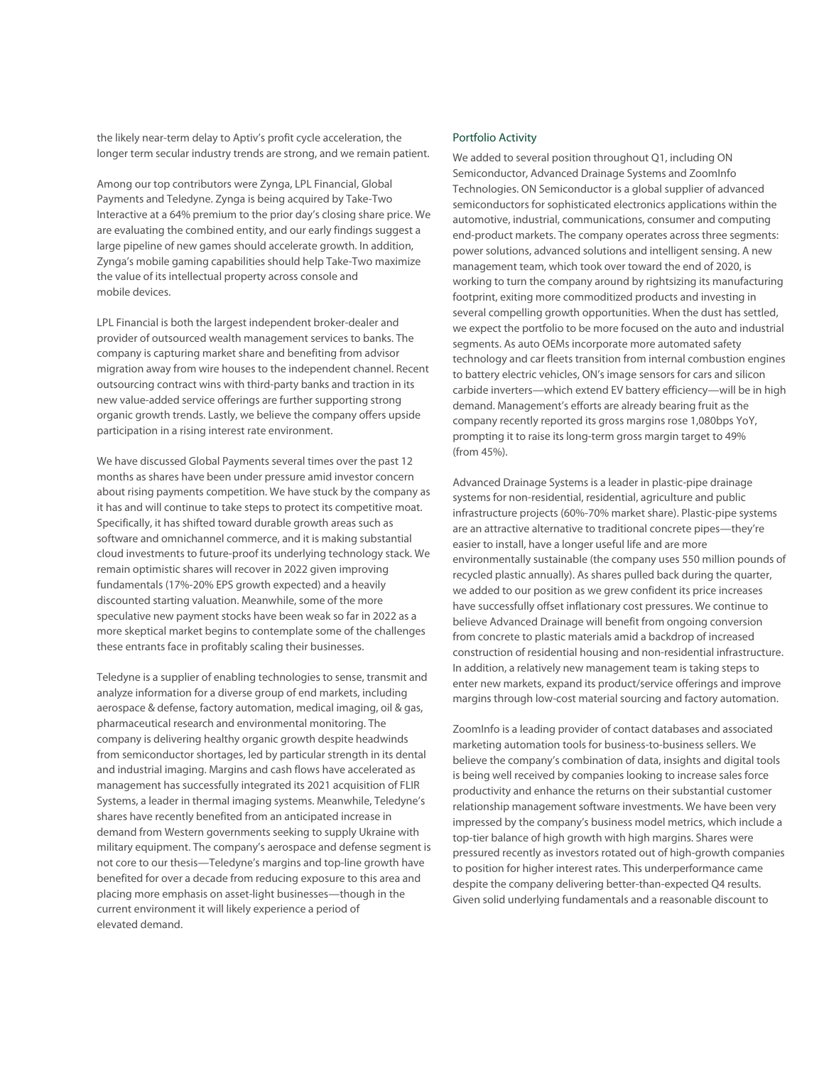the likely near-term delay to Aptiv's profit cycle acceleration, the longer term secular industry trends are strong, and we remain patient.

Among our top contributors were Zynga, LPL Financial, Global Payments and Teledyne. Zynga is being acquired by Take-Two Interactive at a 64% premium to the prior day's closing share price. We are evaluating the combined entity, and our early findings suggest a large pipeline of new games should accelerate growth. In addition, Zynga's mobile gaming capabilities should help Take-Two maximize the value of its intellectual property across console and mobile devices.

LPL Financial is both the largest independent broker-dealer and provider of outsourced wealth management services to banks. The company is capturing market share and benefiting from advisor migration away from wire houses to the independent channel. Recent outsourcing contract wins with third-party banks and traction in its new value-added service offerings are further supporting strong organic growth trends. Lastly, we believe the company offers upside participation in a rising interest rate environment.

We have discussed Global Payments several times over the past 12 months as shares have been under pressure amid investor concern about rising payments competition. We have stuck by the company as it has and will continue to take steps to protect its competitive moat. Specifically, it has shifted toward durable growth areas such as software and omnichannel commerce, and it is making substantial cloud investments to future-proof its underlying technology stack. We remain optimistic shares will recover in 2022 given improving fundamentals (17%-20% EPS growth expected) and a heavily discounted starting valuation. Meanwhile, some of the more speculative new payment stocks have been weak so far in 2022 as a more skeptical market begins to contemplate some of the challenges these entrants face in profitably scaling their businesses.

Teledyne is a supplier of enabling technologies to sense, transmit and analyze information for a diverse group of end markets, including aerospace & defense, factory automation, medical imaging, oil & gas, pharmaceutical research and environmental monitoring. The company is delivering healthy organic growth despite headwinds from semiconductor shortages, led by particular strength in its dental and industrial imaging. Margins and cash flows have accelerated as management has successfully integrated its 2021 acquisition of FLIR Systems, a leader in thermal imaging systems. Meanwhile, Teledyne's shares have recently benefited from an anticipated increase in demand from Western governments seeking to supply Ukraine with military equipment. The company's aerospace and defense segment is not core to our thesis—Teledyne's margins and top-line growth have benefited for over a decade from reducing exposure to this area and placing more emphasis on asset-light businesses—though in the current environment it will likely experience a period of elevated demand.

## Portfolio Activity

We added to several position throughout Q1, including ON Semiconductor, Advanced Drainage Systems and ZoomInfo Technologies. ON Semiconductor is a global supplier of advanced semiconductors for sophisticated electronics applications within the automotive, industrial, communications, consumer and computing end-product markets. The company operates across three segments: power solutions, advanced solutions and intelligent sensing. A new management team, which took over toward the end of 2020, is working to turn the company around by rightsizing its manufacturing footprint, exiting more commoditized products and investing in several compelling growth opportunities. When the dust has settled, we expect the portfolio to be more focused on the auto and industrial segments. As auto OEMs incorporate more automated safety technology and car fleets transition from internal combustion engines to battery electric vehicles, ON's image sensors for cars and silicon carbide inverters—which extend EV battery efficiency—will be in high demand. Management's efforts are already bearing fruit as the company recently reported its gross margins rose 1,080bps YoY, prompting it to raise its long-term gross margin target to 49% (from 45%).

Advanced Drainage Systems is a leader in plastic-pipe drainage systems for non-residential, residential, agriculture and public infrastructure projects (60%-70% market share). Plastic-pipe systems are an attractive alternative to traditional concrete pipes—they're easier to install, have a longer useful life and are more environmentally sustainable (the company uses 550 million pounds of recycled plastic annually). As shares pulled back during the quarter, we added to our position as we grew confident its price increases have successfully offset inflationary cost pressures. We continue to believe Advanced Drainage will benefit from ongoing conversion from concrete to plastic materials amid a backdrop of increased construction of residential housing and non-residential infrastructure. In addition, a relatively new management team is taking steps to enter new markets, expand its product/service offerings and improve margins through low-cost material sourcing and factory automation.

ZoomInfo is a leading provider of contact databases and associated marketing automation tools for business-to-business sellers. We believe the company's combination of data, insights and digital tools is being well received by companies looking to increase sales force productivity and enhance the returns on their substantial customer relationship management software investments. We have been very impressed by the company's business model metrics, which include a top-tier balance of high growth with high margins. Shares were pressured recently as investors rotated out of high-growth companies to position for higher interest rates. This underperformance came despite the company delivering better-than-expected Q4 results. Given solid underlying fundamentals and a reasonable discount to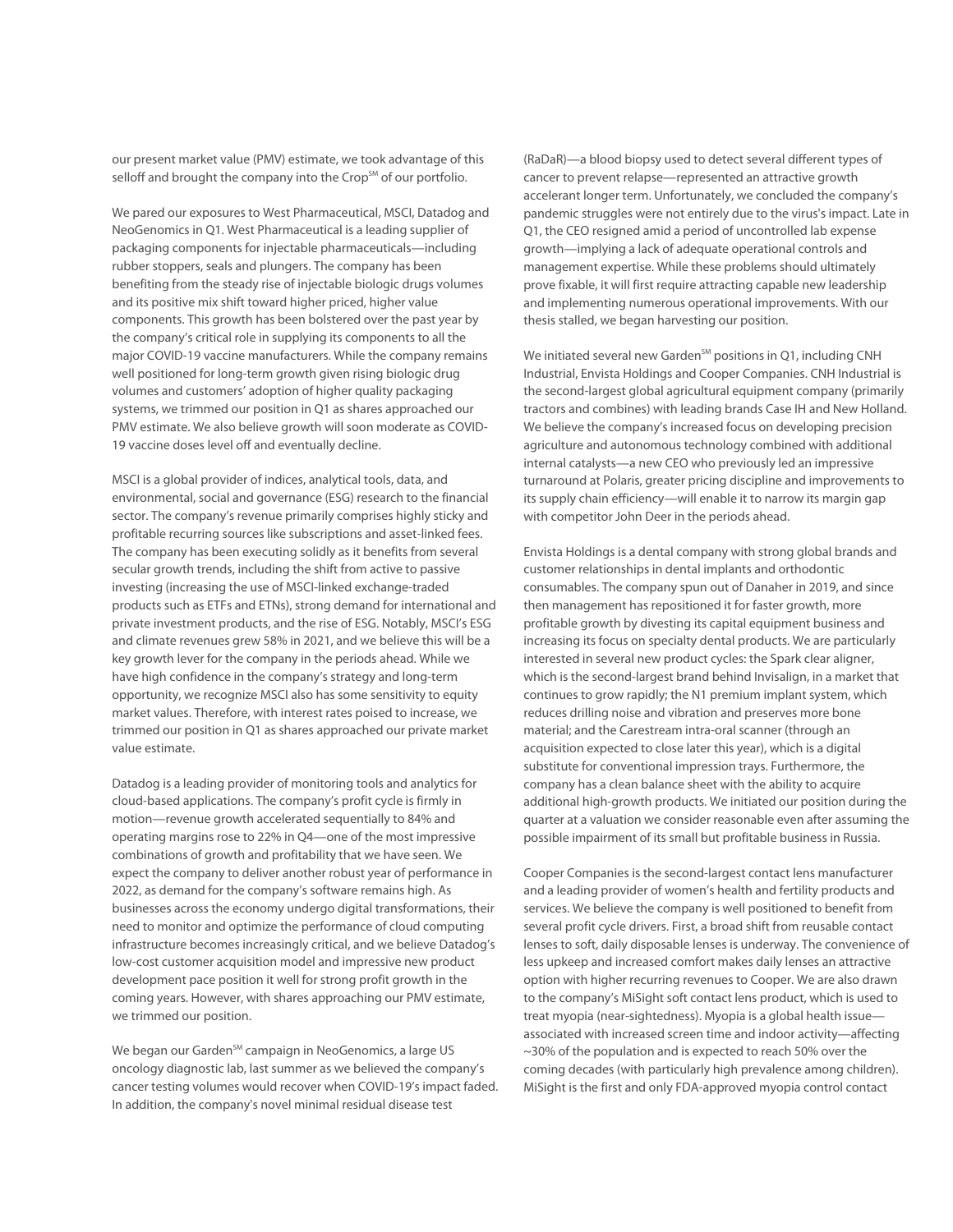our present market value (PMV) estimate, we took advantage of this selloff and brought the company into the Crop℠ of our portfolio.

We pared our exposures to West Pharmaceutical, MSCI, Datadog and NeoGenomics in Q1. West Pharmaceutical is a leading supplier of packaging components for injectable pharmaceuticals—including rubber stoppers, seals and plungers. The company has been benefiting from the steady rise of injectable biologic drugs volumes and its positive mix shift toward higher priced, higher value components. This growth has been bolstered over the past year by the company's critical role in supplying its components to all the major COVID-19 vaccine manufacturers. While the company remains well positioned for long-term growth given rising biologic drug volumes and customers' adoption of higher quality packaging systems, we trimmed our position in Q1 as shares approached our PMV estimate. We also believe growth will soon moderate as COVID-19 vaccine doses level off and eventually decline.

MSCI is a global provider of indices, analytical tools, data, and environmental, social and governance (ESG) research to the financial sector. The company's revenue primarily comprises highly sticky and profitable recurring sources like subscriptions and asset-linked fees. The company has been executing solidly as it benefits from several secular growth trends, including the shift from active to passive investing (increasing the use of MSCI-linked exchange-traded products such as ETFs and ETNs), strong demand for international and private investment products, and the rise of ESG. Notably, MSCI's ESG and climate revenues grew 58% in 2021, and we believe this will be a key growth lever for the company in the periods ahead. While we have high confidence in the company's strategy and long-term opportunity, we recognize MSCI also has some sensitivity to equity market values. Therefore, with interest rates poised to increase, we trimmed our position in Q1 as shares approached our private market value estimate.

Datadog is a leading provider of monitoring tools and analytics for cloud-based applications. The company's profit cycle is firmly in motion—revenue growth accelerated sequentially to 84% and operating margins rose to 22% in Q4—one of the most impressive combinations of growth and profitability that we have seen. We expect the company to deliver another robust year of performance in 2022, as demand for the company's software remains high. As businesses across the economy undergo digital transformations, their need to monitor and optimize the performance of cloud computing infrastructure becomes increasingly critical, and we believe Datadog's low-cost customer acquisition model and impressive new product development pace position it well for strong profit growth in the coming years. However, with shares approaching our PMV estimate, we trimmed our position.

We began our Garden℠ campaign in NeoGenomics, a large US oncology diagnostic lab, last summer as we believed the company's cancer testing volumes would recover when COVID-19's impact faded. In addition, the company's novel minimal residual disease test (RaDaR)—a blood biopsy used to detect several different types of cancer to prevent relapse—represented an attractive growth accelerant longer term. Unfortunately, we concluded the company's pandemic struggles were not entirely due to the virus's impact. Late in Q1, the CEO resigned amid a period of uncontrolled lab expense growth—implying a lack of adequate operational controls and management expertise. While these problems should ultimately prove fixable, it will first require attracting capable new leadership and implementing numerous operational improvements. With our thesis stalled, we began harvesting our position.

We initiated several new Garden℠ positions in Q1, including CNH Industrial, Envista Holdings and Cooper Companies. CNH Industrial is the second-largest global agricultural equipment company (primarily tractors and combines) with leading brands Case IH and New Holland. We believe the company's increased focus on developing precision agriculture and autonomous technology combined with additional internal catalysts—a new CEO who previously led an impressive turnaround at Polaris, greater pricing discipline and improvements to its supply chain efficiency—will enable it to narrow its margin gap with competitor John Deer in the periods ahead.

Envista Holdings is a dental company with strong global brands and customer relationships in dental implants and orthodontic consumables. The company spun out of Danaher in 2019, and since then management has repositioned it for faster growth, more profitable growth by divesting its capital equipment business and increasing its focus on specialty dental products. We are particularly interested in several new product cycles: the Spark clear aligner, which is the second-largest brand behind Invisalign, in a market that continues to grow rapidly; the N1 premium implant system, which reduces drilling noise and vibration and preserves more bone material; and the Carestream intra-oral scanner (through an acquisition expected to close later this year), which is a digital substitute for conventional impression trays. Furthermore, the company has a clean balance sheet with the ability to acquire additional high-growth products. We initiated our position during the quarter at a valuation we consider reasonable even after assuming the possible impairment of its small but profitable business in Russia.

Cooper Companies is the second-largest contact lens manufacturer and a leading provider of women's health and fertility products and services. We believe the company is well positioned to benefit from several profit cycle drivers. First, a broad shift from reusable contact lenses to soft, daily disposable lenses is underway. The convenience of less upkeep and increased comfort makes daily lenses an attractive option with higher recurring revenues to Cooper. We are also drawn to the company's MiSight soft contact lens product, which is used to treat myopia (near-sightedness). Myopia is a global health issue—associated with increased screen time and indoor activity—affecting ~30% of the population and is expected to reach 50% over the coming decades (with particularly high prevalence among children). MiSight is the first and only FDA-approved myopia control contact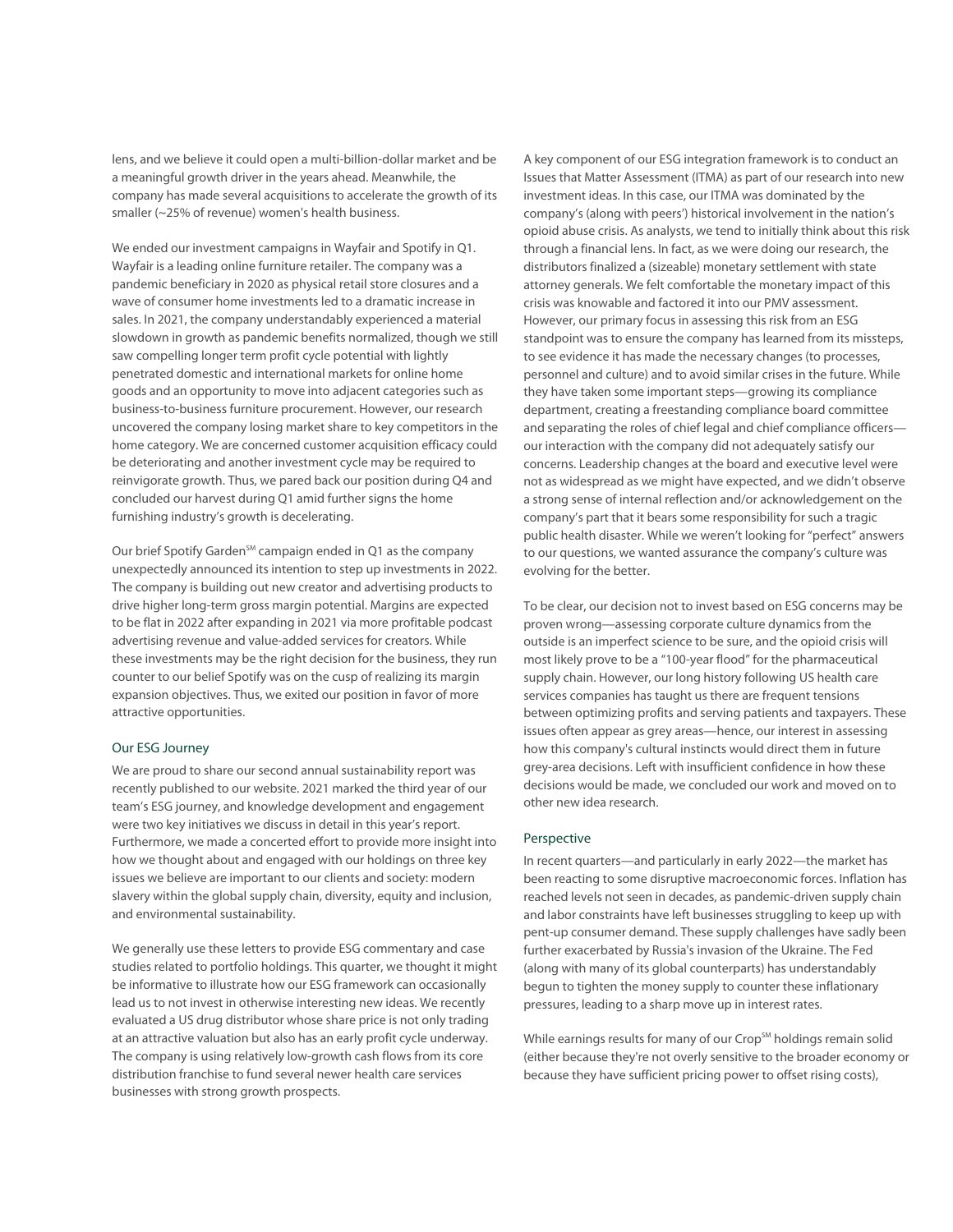lens, and we believe it could open a multi-billion-dollar market and be a meaningful growth driver in the years ahead. Meanwhile, the company has made several acquisitions to accelerate the growth of its smaller (~25% of revenue) women's health business.

We ended our investment campaigns in Wayfair and Spotify in Q1. Wayfair is a leading online furniture retailer. The company was a pandemic beneficiary in 2020 as physical retail store closures and a wave of consumer home investments led to a dramatic increase in sales. In 2021, the company understandably experienced a material slowdown in growth as pandemic benefits normalized, though we still saw compelling longer term profit cycle potential with lightly penetrated domestic and international markets for online home goods and an opportunity to move into adjacent categories such as business-to-business furniture procurement. However, our research uncovered the company losing market share to key competitors in the home category. We are concerned customer acquisition efficacy could be deteriorating and another investment cycle may be required to reinvigorate growth. Thus, we pared back our position during Q4 and concluded our harvest during Q1 amid further signs the home furnishing industry's growth is decelerating.

Our brief Spotify Garden℠ campaign ended in Q1 as the company unexpectedly announced its intention to step up investments in 2022. The company is building out new creator and advertising products to drive higher long-term gross margin potential. Margins are expected to be flat in 2022 after expanding in 2021 via more profitable podcast advertising revenue and value-added services for creators. While these investments may be the right decision for the business, they run counter to our belief Spotify was on the cusp of realizing its margin expansion objectives. Thus, we exited our position in favor of more attractive opportunities.

## Our ESG Journey

We are proud to share our second annual sustainability report was recently published to our website. 2021 marked the third year of our team's ESG journey, and knowledge development and engagement were two key initiatives we discuss in detail in this year's report. Furthermore, we made a concerted effort to provide more insight into how we thought about and engaged with our holdings on three key issues we believe are important to our clients and society: modern slavery within the global supply chain, diversity, equity and inclusion, and environmental sustainability.

We generally use these letters to provide ESG commentary and case studies related to portfolio holdings. This quarter, we thought it might be informative to illustrate how our ESG framework can occasionally lead us to not invest in otherwise interesting new ideas. We recently evaluated a US drug distributor whose share price is not only trading at an attractive valuation but also has an early profit cycle underway. The company is using relatively low-growth cash flows from its core distribution franchise to fund several newer health care services businesses with strong growth prospects.

A key component of our ESG integration framework is to conduct an Issues that Matter Assessment (ITMA) as part of our research into new investment ideas. In this case, our ITMA was dominated by the company's (along with peers') historical involvement in the nation's opioid abuse crisis. As analysts, we tend to initially think about this risk through a financial lens. In fact, as we were doing our research, the distributors finalized a (sizeable) monetary settlement with state attorney generals. We felt comfortable the monetary impact of this crisis was knowable and factored it into our PMV assessment. However, our primary focus in assessing this risk from an ESG standpoint was to ensure the company has learned from its missteps, to see evidence it has made the necessary changes (to processes, personnel and culture) and to avoid similar crises in the future. While they have taken some important steps—growing its compliance department, creating a freestanding compliance board committee and separating the roles of chief legal and chief compliance officers—our interaction with the company did not adequately satisfy our concerns. Leadership changes at the board and executive level were not as widespread as we might have expected, and we didn't observe a strong sense of internal reflection and/or acknowledgement on the company's part that it bears some responsibility for such a tragic public health disaster. While we weren't looking for "perfect" answers to our questions, we wanted assurance the company's culture was evolving for the better.

To be clear, our decision not to invest based on ESG concerns may be proven wrong—assessing corporate culture dynamics from the outside is an imperfect science to be sure, and the opioid crisis will most likely prove to be a "100-year flood" for the pharmaceutical supply chain. However, our long history following US health care services companies has taught us there are frequent tensions between optimizing profits and serving patients and taxpayers. These issues often appear as grey areas—hence, our interest in assessing how this company's cultural instincts would direct them in future grey-area decisions. Left with insufficient confidence in how these decisions would be made, we concluded our work and moved on to other new idea research.

## Perspective

In recent quarters—and particularly in early 2022—the market has been reacting to some disruptive macroeconomic forces. Inflation has reached levels not seen in decades, as pandemic-driven supply chain and labor constraints have left businesses struggling to keep up with pent-up consumer demand. These supply challenges have sadly been further exacerbated by Russia's invasion of the Ukraine. The Fed (along with many of its global counterparts) has understandably begun to tighten the money supply to counter these inflationary pressures, leading to a sharp move up in interest rates.

While earnings results for many of our Crop℠ holdings remain solid (either because they're not overly sensitive to the broader economy or because they have sufficient pricing power to offset rising costs),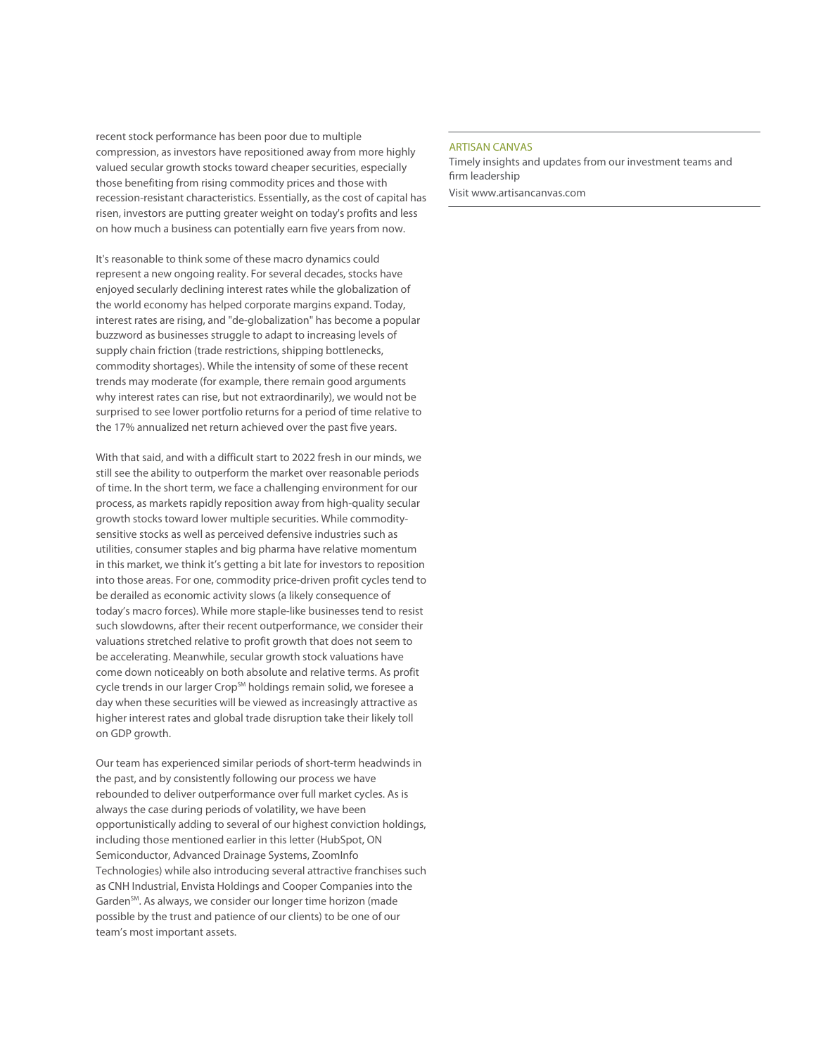recent stock performance has been poor due to multiple compression, as investors have repositioned away from more highly valued secular growth stocks toward cheaper securities, especially those benefiting from rising commodity prices and those with recession-resistant characteristics. Essentially, as the cost of capital has risen, investors are putting greater weight on today's profits and less on how much a business can potentially earn five years from now.

It's reasonable to think some of these macro dynamics could represent a new ongoing reality. For several decades, stocks have enjoyed secularly declining interest rates while the globalization of the world economy has helped corporate margins expand. Today, interest rates are rising, and "de-globalization" has become a popular buzzword as businesses struggle to adapt to increasing levels of supply chain friction (trade restrictions, shipping bottlenecks, commodity shortages). While the intensity of some of these recent trends may moderate (for example, there remain good arguments why interest rates can rise, but not extraordinarily), we would not be surprised to see lower portfolio returns for a period of time relative to the 17% annualized net return achieved over the past five years.

With that said, and with a difficult start to 2022 fresh in our minds, we still see the ability to outperform the market over reasonable periods of time. In the short term, we face a challenging environment for our process, as markets rapidly reposition away from high-quality secular growth stocks toward lower multiple securities. While commodity-sensitive stocks as well as perceived defensive industries such as utilities, consumer staples and big pharma have relative momentum in this market, we think it's getting a bit late for investors to reposition into those areas. For one, commodity price-driven profit cycles tend to be derailed as economic activity slows (a likely consequence of today's macro forces). While more staple-like businesses tend to resist such slowdowns, after their recent outperformance, we consider their valuations stretched relative to profit growth that does not seem to be accelerating. Meanwhile, secular growth stock valuations have come down noticeably on both absolute and relative terms. As profit cycle trends in our larger Crop℠ holdings remain solid, we foresee a day when these securities will be viewed as increasingly attractive as higher interest rates and global trade disruption take their likely toll on GDP growth.

Our team has experienced similar periods of short-term headwinds in the past, and by consistently following our process we have rebounded to deliver outperformance over full market cycles. As is always the case during periods of volatility, we have been opportunistically adding to several of our highest conviction holdings, including those mentioned earlier in this letter (HubSpot, ON Semiconductor, Advanced Drainage Systems, ZoomInfo Technologies) while also introducing several attractive franchises such as CNH Industrial, Envista Holdings and Cooper Companies into the Garden℠. As always, we consider our longer time horizon (made possible by the trust and patience of our clients) to be one of our team's most important assets.

---

ARTISAN CANVAS

Timely insights and updates from our investment teams and firm leadership

Visit www.artisancanvas.com

---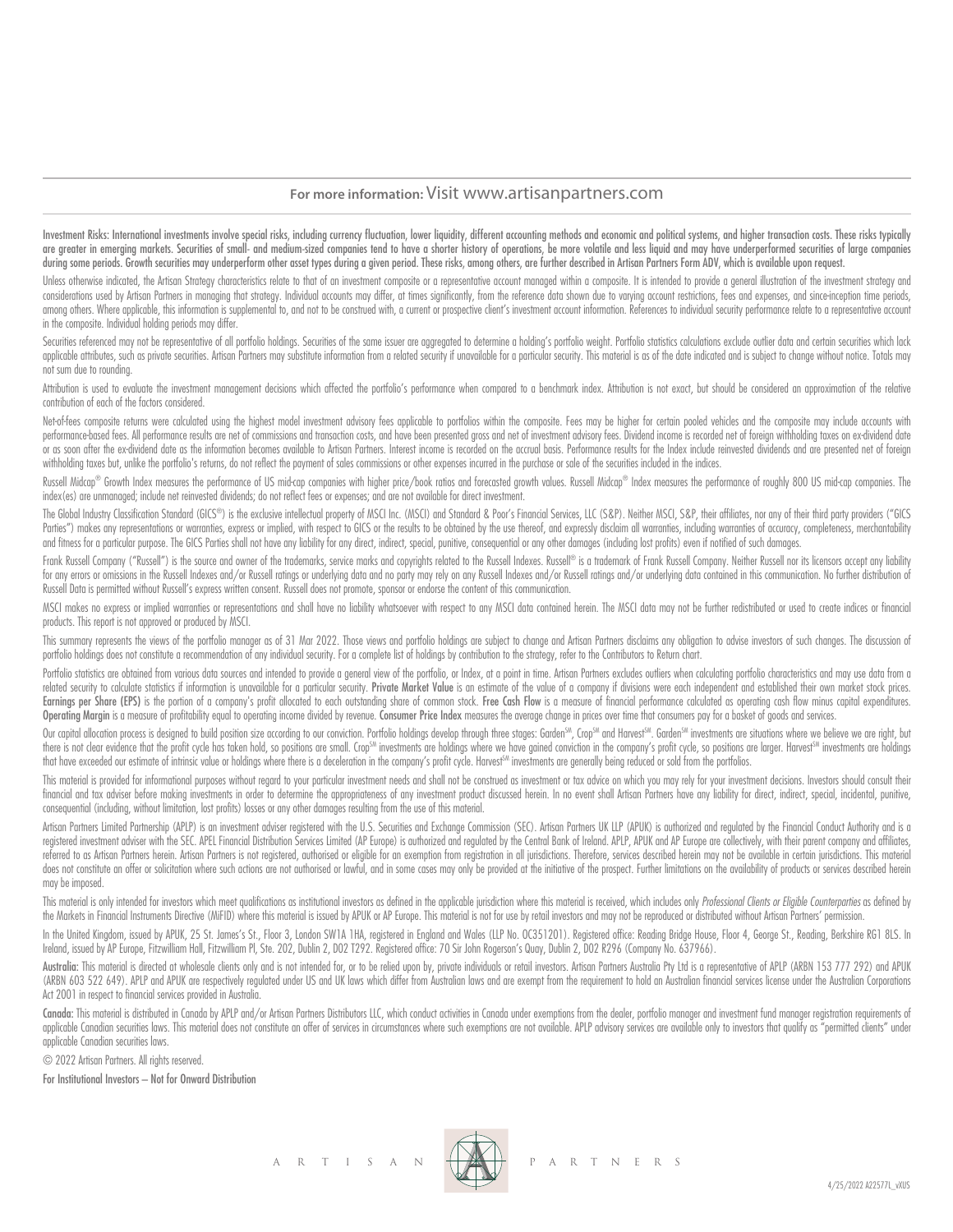**For more information:** Visit www.artisanpartners.com

Investment Risks: International investments involve special risks, including currency fluctuation, lower liquidity, different accounting methods and economic and political systems, and higher transaction costs. These risks typically are greater in emerging markets. Securities of small- and medium-sized companies tend to have a shorter history of operations, be more volatile and less liquid and may have underperformed securities of large companies during some periods. Growth securities may underperform other asset types during a given period. These risks, among others, are further described in Artisan Partners Form ADV, which is available upon request.

Unless otherwise indicated, the Artisan Strategy characteristics relate to that of an investment composite or a representative account managed within a composite. It is intended to provide a general illustration of the investment strategy and considerations used by Artisan Partners in managing that strategy. Individual accounts may differ, at times significantly, from the reference data shown due to varying account restrictions, fees and expenses, and since-inception time periods, among others. Where applicable, this information is supplemental to, and not to be construed with, a current or prospective client's investment account information. References to individual security performance relate to a representative account in the composite. Individual holding periods may differ.

Securities referenced may not be representative of all portfolio holdings. Securities of the same issuer are aggregated to determine a holding's portfolio weight. Portfolio statistics calculations exclude outlier data and certain securities which lack applicable attributes, such as private securities. Artisan Partners may substitute information from a related security if unavailable for a particular security. This material is as of the date indicated and is subject to change without notice. Totals may not sum due to rounding.

Attribution is used to evaluate the investment management decisions which affected the portfolio's performance when compared to a benchmark index. Attribution is not exact, but should be considered an approximation of the relative contribution of each of the factors considered.

Net-of-fees composite returns were calculated using the highest model investment advisory fees applicable to portfolios within the composite. Fees may be higher for certain pooled vehicles and the composite may include accounts with performance-based fees. All performance results are net of commissions and transaction costs, and have been presented gross and net of investment advisory fees. Dividend income is recorded net of foreign withholding taxes on ex-dividend date or as soon after the ex-dividend date as the information becomes available to Artisan Partners. Interest income is recorded on the accrual basis. Performance results for the Index include reinvested dividends and are presented net of foreign withholding taxes but, unlike the portfolio's returns, do not reflect the payment of sales commissions or other expenses incurred in the purchase or sale of the securities included in the indices.

Russell Midcap® Growth Index measures the performance of US mid-cap companies with higher price/book ratios and forecasted growth values. Russell Midcap® Index measures the performance of roughly 800 US mid-cap companies. The index(es) are unmanaged; include net reinvested dividends; do not reflect fees or expenses; and are not available for direct investment.

The Global Industry Classification Standard (GICS®) is the exclusive intellectual property of MSCI Inc. (MSCI) and Standard & Poor's Financial Services, LLC (S&P). Neither MSCI, S&P, their affiliates, nor any of their third party providers ("GICS Parties") makes any representations or warranties, express or implied, with respect to GICS or the results to be obtained by the use thereof, and expressly disclaim all warranties, including warranties of accuracy, completeness, merchantability and fitness for a particular purpose. The GICS Parties shall not have any liability for any direct, indirect, special, punitive, consequential or any other damages (including lost profits) even if notified of such damages.

Frank Russell Company ("Russell") is the source and owner of the trademarks, service marks and copyrights related to the Russell Indexes. Russell® is a trademark of Frank Russell Company. Neither Russell nor its licensors accept any liability for any errors or omissions in the Russell Indexes and/or Russell ratings or underlying data and no party may rely on any Russell Indexes and/or Russell ratings and/or underlying data contained in this communication. No further distribution of Russell Data is permitted without Russell's express written consent. Russell does not promote, sponsor or endorse the content of this communication.

MSCI makes no express or implied warranties or representations and shall have no liability whatsoever with respect to any MSCI data contained herein. The MSCI data may not be further redistributed or used to create indices or financial products. This report is not approved or produced by MSCI.

This summary represents the views of the portfolio manager as of 31 Mar 2022. Those views and portfolio holdings are subject to change and Artisan Partners disclaims any obligation to advise investors of such changes. The discussion of portfolio holdings does not constitute a recommendation of any individual security. For a complete list of holdings by contribution to the strategy, refer to the Contributors to Return chart.

Portfolio statistics are obtained from various data sources and intended to provide a general view of the portfolio, or Index, at a point in time. Artisan Partners excludes outliers when calculating portfolio characteristics and may use data from a related security to calculate statistics if information is unavailable for a particular security. **Private Market Value** is an estimate of the value of a company if divisions were each independent and established their own market stock prices. **Earnings per Share (EPS)** is the portion of a company's profit allocated to each outstanding share of common stock. **Free Cash Flow** is a measure of financial performance calculated as operating cash flow minus capital expenditures. **Operating Margin** is a measure of profitability equal to operating income divided by revenue. **Consumer Price Index** measures the average change in prices over time that consumers pay for a basket of goods and services.

Our capital allocation process is designed to build position size according to our conviction. Portfolio holdings develop through three stages: Garden℠, Crop℠ and Harvest℠. Garden℠ investments are situations where we believe we are right, but there is not clear evidence that the profit cycle has taken hold, so positions are small. Crop℠ investments are holdings where we have gained conviction in the company's profit cycle, so positions are larger. Harvest℠ investments are holdings that have exceeded our estimate of intrinsic value or holdings where there is a deceleration in the company's profit cycle. Harvest℠ investments are generally being reduced or sold from the portfolios.

This material is provided for informational purposes without regard to your particular investment needs and shall not be construed as investment or tax advice on which you may rely for your investment decisions. Investors should consult their financial and tax adviser before making investments in order to determine the appropriateness of any investment product discussed herein. In no event shall Artisan Partners have any liability for direct, indirect, special, incidental, punitive, consequential (including, without limitation, lost profits) losses or any other damages resulting from the use of this material.

Artisan Partners Limited Partnership (APLP) is an investment adviser registered with the U.S. Securities and Exchange Commission (SEC). Artisan Partners UK LLP (APUK) is authorized and regulated by the Financial Conduct Authority and is a registered investment adviser with the SEC. APEL Financial Distribution Services Limited (AP Europe) is authorized and regulated by the Central Bank of Ireland. APLP, APUK and AP Europe are collectively, with their parent company and affiliates, referred to as Artisan Partners herein. Artisan Partners is not registered, authorised or eligible for an exemption from registration in all jurisdictions. Therefore, services described herein may not be available in certain jurisdictions. This material does not constitute an offer or solicitation where such actions are not authorised or lawful, and in some cases may only be provided at the initiative of the prospect. Further limitations on the availability of products or services described herein may be imposed.

This material is only intended for investors which meet qualifications as institutional investors as defined in the applicable jurisdiction where this material is received, which includes only *Professional Clients or Eligible Counterparties* as defined by the Markets in Financial Instruments Directive (MiFID) where this material is issued by APUK or AP Europe. This material is not for use by retail investors and may not be reproduced or distributed without Artisan Partners' permission.

In the United Kingdom, issued by APUK, 25 St. James's St., Floor 3, London SW1A 1HA, registered in England and Wales (LLP No. OC351201). Registered office: Reading Bridge House, Floor 4, George St., Reading, Berkshire RG1 8LS. In Ireland, issued by AP Europe, Fitzwilliam Hall, Fitzwilliam Pl, Ste. 202, Dublin 2, D02 T292. Registered office: 70 Sir John Rogerson's Quay, Dublin 2, D02 R296 (Company No. 637966).

**Australia:** This material is directed at wholesale clients only and is not intended for, or to be relied upon by, private individuals or retail investors. Artisan Partners Australia Pty Ltd is a representative of APLP (ARBN 153 777 292) and APUK (ARBN 603 522 649). APLP and APUK are respectively regulated under US and UK laws which differ from Australian laws and are exempt from the requirement to hold an Australian financial services license under the Australian Corporations Act 2001 in respect to financial services provided in Australia.

**Canada:** This material is distributed in Canada by APLP and/or Artisan Partners Distributors LLC, which conduct activities in Canada under exemptions from the dealer, portfolio manager and investment fund manager registration requirements of applicable Canadian securities laws. This material does not constitute an offer of services in circumstances where such exemptions are not available. APLP advisory services are available only to investors that qualify as "permitted clients" under applicable Canadian securities laws.

© 2022 Artisan Partners. All rights reserved.

**For Institutional Investors – Not for Onward Distribution**

ARTISAN PARTNERS

4/25/2022 A22577L_vXUS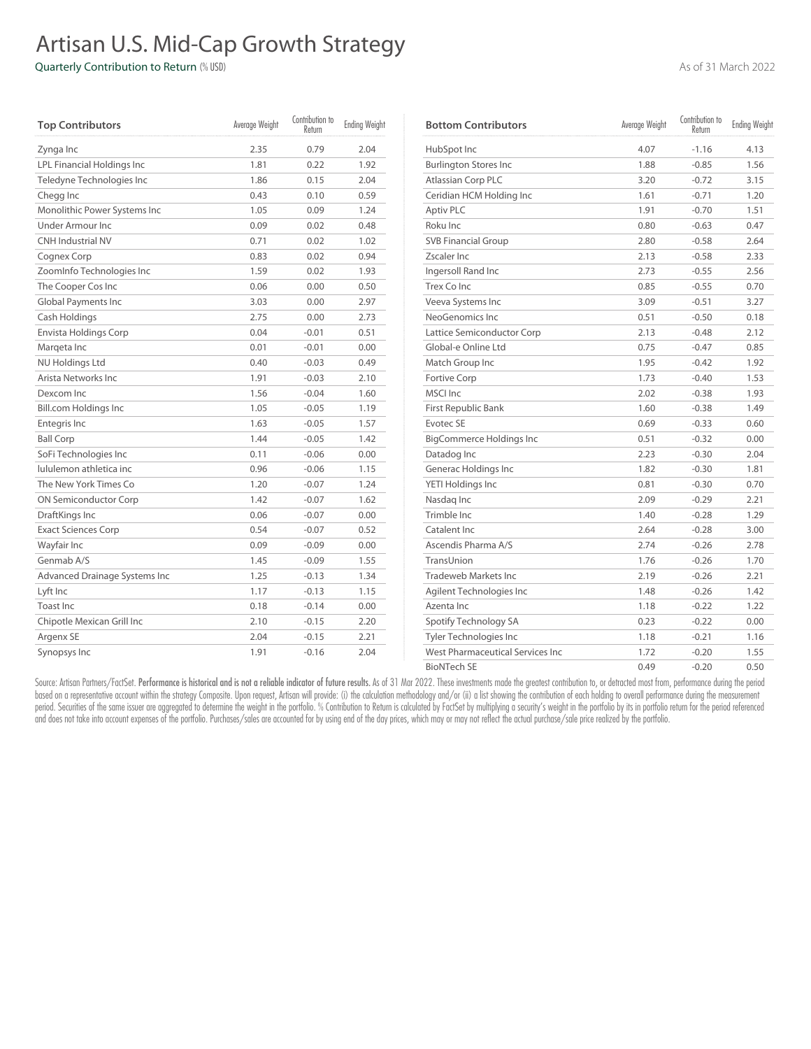# Artisan U.S. Mid-Cap Growth Strategy

Quarterly Contribution to Return (% USD)

As of 31 March 2022

| Top Contributors | Average Weight | Contribution to Return | Ending Weight |
|---|---|---|---|
| Zynga Inc | 2.35 | 0.79 | 2.04 |
| LPL Financial Holdings Inc | 1.81 | 0.22 | 1.92 |
| Teledyne Technologies Inc | 1.86 | 0.15 | 2.04 |
| Chegg Inc | 0.43 | 0.10 | 0.59 |
| Monolithic Power Systems Inc | 1.05 | 0.09 | 1.24 |
| Under Armour Inc | 0.09 | 0.02 | 0.48 |
| CNH Industrial NV | 0.71 | 0.02 | 1.02 |
| Cognex Corp | 0.83 | 0.02 | 0.94 |
| ZoomInfo Technologies Inc | 1.59 | 0.02 | 1.93 |
| The Cooper Cos Inc | 0.06 | 0.00 | 0.50 |
| Global Payments Inc | 3.03 | 0.00 | 2.97 |
| Cash Holdings | 2.75 | 0.00 | 2.73 |
| Envista Holdings Corp | 0.04 | -0.01 | 0.51 |
| Marqeta Inc | 0.01 | -0.01 | 0.00 |
| NU Holdings Ltd | 0.40 | -0.03 | 0.49 |
| Arista Networks Inc | 1.91 | -0.03 | 2.10 |
| Dexcom Inc | 1.56 | -0.04 | 1.60 |
| Bill.com Holdings Inc | 1.05 | -0.05 | 1.19 |
| Entegris Inc | 1.63 | -0.05 | 1.57 |
| Ball Corp | 1.44 | -0.05 | 1.42 |
| SoFi Technologies Inc | 0.11 | -0.06 | 0.00 |
| lululemon athletica inc | 0.96 | -0.06 | 1.15 |
| The New York Times Co | 1.20 | -0.07 | 1.24 |
| ON Semiconductor Corp | 1.42 | -0.07 | 1.62 |
| DraftKings Inc | 0.06 | -0.07 | 0.00 |
| Exact Sciences Corp | 0.54 | -0.07 | 0.52 |
| Wayfair Inc | 0.09 | -0.09 | 0.00 |
| Genmab A/S | 1.45 | -0.09 | 1.55 |
| Advanced Drainage Systems Inc | 1.25 | -0.13 | 1.34 |
| Lyft Inc | 1.17 | -0.13 | 1.15 |
| Toast Inc | 0.18 | -0.14 | 0.00 |
| Chipotle Mexican Grill Inc | 2.10 | -0.15 | 2.20 |
| Argenx SE | 2.04 | -0.15 | 2.21 |
| Synopsys Inc | 1.91 | -0.16 | 2.04 |

| Bottom Contributors | Average Weight | Contribution to Return | Ending Weight |
|---|---|---|---|
| HubSpot Inc | 4.07 | -1.16 | 4.13 |
| Burlington Stores Inc | 1.88 | -0.85 | 1.56 |
| Atlassian Corp PLC | 3.20 | -0.72 | 3.15 |
| Ceridian HCM Holding Inc | 1.61 | -0.71 | 1.20 |
| Aptiv PLC | 1.91 | -0.70 | 1.51 |
| Roku Inc | 0.80 | -0.63 | 0.47 |
| SVB Financial Group | 2.80 | -0.58 | 2.64 |
| Zscaler Inc | 2.13 | -0.58 | 2.33 |
| Ingersoll Rand Inc | 2.73 | -0.55 | 2.56 |
| Trex Co Inc | 0.85 | -0.55 | 0.70 |
| Veeva Systems Inc | 3.09 | -0.51 | 3.27 |
| NeoGenomics Inc | 0.51 | -0.50 | 0.18 |
| Lattice Semiconductor Corp | 2.13 | -0.48 | 2.12 |
| Global-e Online Ltd | 0.75 | -0.47 | 0.85 |
| Match Group Inc | 1.95 | -0.42 | 1.92 |
| Fortive Corp | 1.73 | -0.40 | 1.53 |
| MSCI Inc | 2.02 | -0.38 | 1.93 |
| First Republic Bank | 1.60 | -0.38 | 1.49 |
| Evotec SE | 0.69 | -0.33 | 0.60 |
| BigCommerce Holdings Inc | 0.51 | -0.32 | 0.00 |
| Datadog Inc | 2.23 | -0.30 | 2.04 |
| Generac Holdings Inc | 1.82 | -0.30 | 1.81 |
| YETI Holdings Inc | 0.81 | -0.30 | 0.70 |
| Nasdaq Inc | 2.09 | -0.29 | 2.21 |
| Trimble Inc | 1.40 | -0.28 | 1.29 |
| Catalent Inc | 2.64 | -0.28 | 3.00 |
| Ascendis Pharma A/S | 2.74 | -0.26 | 2.78 |
| TransUnion | 1.76 | -0.26 | 1.70 |
| Tradeweb Markets Inc | 2.19 | -0.26 | 2.21 |
| Agilent Technologies Inc | 1.48 | -0.26 | 1.42 |
| Azenta Inc | 1.18 | -0.22 | 1.22 |
| Spotify Technology SA | 0.23 | -0.22 | 0.00 |
| Tyler Technologies Inc | 1.18 | -0.21 | 1.16 |
| West Pharmaceutical Services Inc | 1.72 | -0.20 | 1.55 |
| BioNTech SE | 0.49 | -0.20 | 0.50 |

Source: Artisan Partners/FactSet. **Performance is historical and is not a reliable indicator of future results.** As of 31 Mar 2022. These investments made the greatest contribution to, or detracted most from, performance during the period based on a representative account within the strategy Composite. Upon request, Artisan will provide: (i) the calculation methodology and/or (ii) a list showing the contribution of each holding to overall performance during the measurement period. Securities of the same issuer are aggregated to determine the weight in the portfolio. % Contribution to Return is calculated by FactSet by multiplying a security's weight in the portfolio by its in portfolio return for the period referenced and does not take into account expenses of the portfolio. Purchases/sales are accounted for by using end of the day prices, which may or may not reflect the actual purchase/sale price realized by the portfolio.